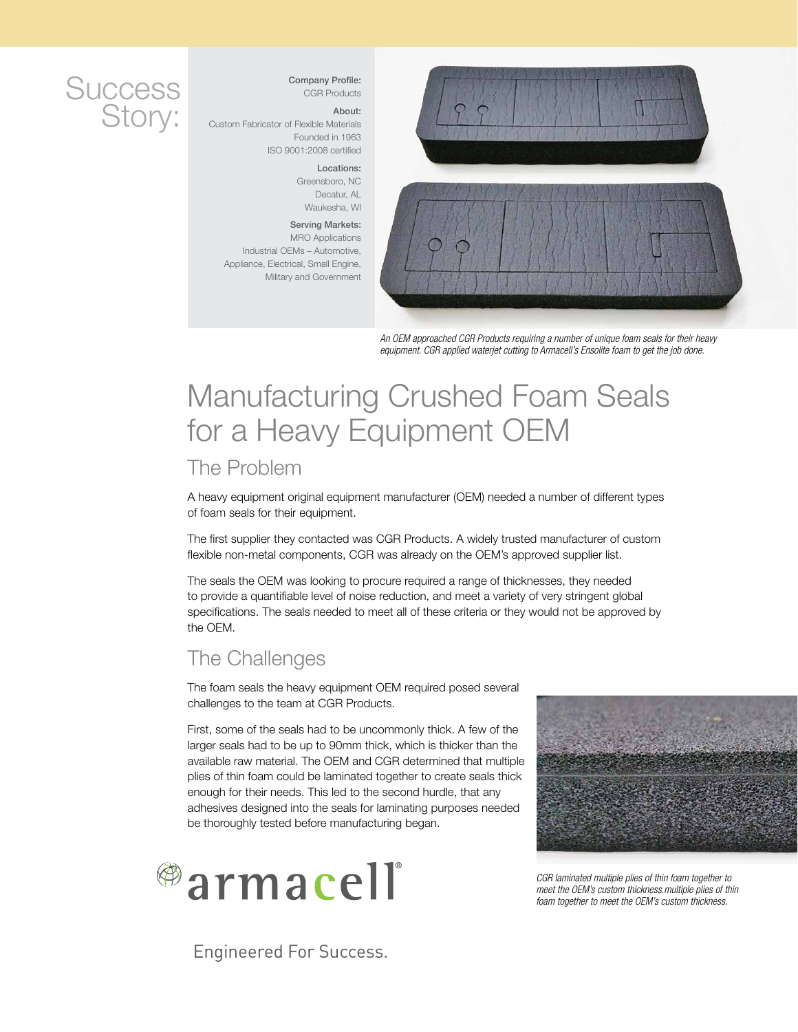# Success Story:

**Company Profile:**
CGR Products

**About:**
Custom Fabricator of Flexible Materials
Founded in 1963
ISO 9001:2008 certified

**Locations:**
Greensboro, NC
Decatur, AL
Waukesha, WI

**Serving Markets:**
MRO Applications
Industrial OEMs – Automotive, Appliance, Electrical, Small Engine, Military and Government

*An OEM approached CGR Products requiring a number of unique foam seals for their heavy equipment. CGR applied waterjet cutting to Armacell's Ensolite foam to get the job done.*

# Manufacturing Crushed Foam Seals for a Heavy Equipment OEM

## The Problem

A heavy equipment original equipment manufacturer (OEM) needed a number of different types of foam seals for their equipment.

The first supplier they contacted was CGR Products. A widely trusted manufacturer of custom flexible non-metal components, CGR was already on the OEM's approved supplier list.

The seals the OEM was looking to procure required a range of thicknesses, they needed to provide a quantifiable level of noise reduction, and meet a variety of very stringent global specifications. The seals needed to meet all of these criteria or they would not be approved by the OEM.

## The Challenges

The foam seals the heavy equipment OEM required posed several challenges to the team at CGR Products.

First, some of the seals had to be uncommonly thick. A few of the larger seals had to be up to 90mm thick, which is thicker than the available raw material. The OEM and CGR determined that multiple plies of thin foam could be laminated together to create seals thick enough for their needs. This led to the second hurdle, that any adhesives designed into the seals for laminating purposes needed be thoroughly tested before manufacturing began.

*CGR laminated multiple plies of thin foam together to meet the OEM's custom thickness.multiple plies of thin foam together to meet the OEM's custom thickness.*

armacell®

Engineered For Success.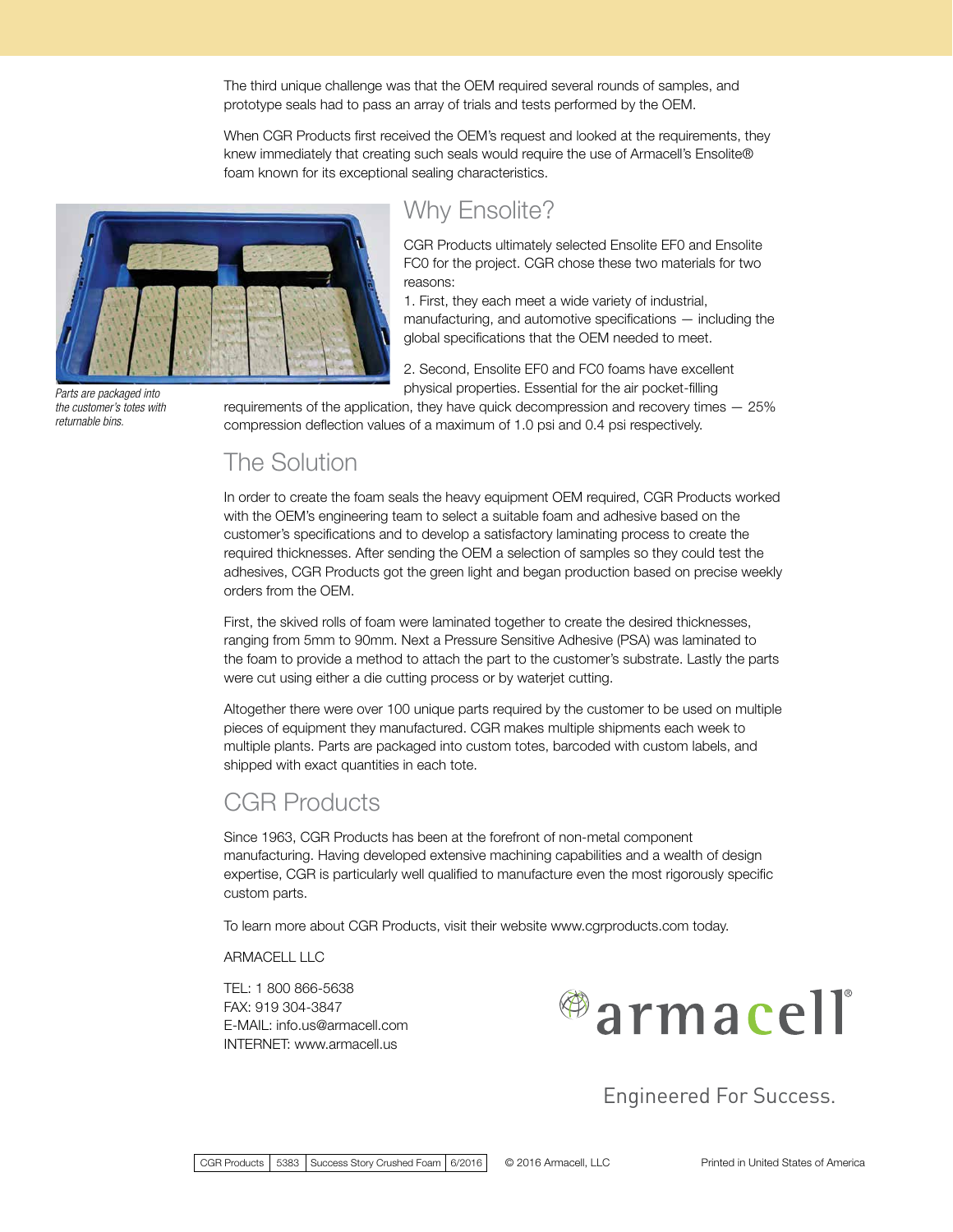The third unique challenge was that the OEM required several rounds of samples, and prototype seals had to pass an array of trials and tests performed by the OEM.

When CGR Products first received the OEM's request and looked at the requirements, they knew immediately that creating such seals would require the use of Armacell's Ensolite® foam known for its exceptional sealing characteristics.

*Parts are packaged into the customer's totes with returnable bins.*

## Why Ensolite?

CGR Products ultimately selected Ensolite EF0 and Ensolite FC0 for the project. CGR chose these two materials for two reasons:

1. First, they each meet a wide variety of industrial, manufacturing, and automotive specifications — including the global specifications that the OEM needed to meet.

2. Second, Ensolite EF0 and FC0 foams have excellent physical properties. Essential for the air pocket-filling requirements of the application, they have quick decompression and recovery times — 25% compression deflection values of a maximum of 1.0 psi and 0.4 psi respectively.

## The Solution

In order to create the foam seals the heavy equipment OEM required, CGR Products worked with the OEM's engineering team to select a suitable foam and adhesive based on the customer's specifications and to develop a satisfactory laminating process to create the required thicknesses. After sending the OEM a selection of samples so they could test the adhesives, CGR Products got the green light and began production based on precise weekly orders from the OEM.

First, the skived rolls of foam were laminated together to create the desired thicknesses, ranging from 5mm to 90mm. Next a Pressure Sensitive Adhesive (PSA) was laminated to the foam to provide a method to attach the part to the customer's substrate. Lastly the parts were cut using either a die cutting process or by waterjet cutting.

Altogether there were over 100 unique parts required by the customer to be used on multiple pieces of equipment they manufactured. CGR makes multiple shipments each week to multiple plants. Parts are packaged into custom totes, barcoded with custom labels, and shipped with exact quantities in each tote.

## CGR Products

Since 1963, CGR Products has been at the forefront of non-metal component manufacturing. Having developed extensive machining capabilities and a wealth of design expertise, CGR is particularly well qualified to manufacture even the most rigorously specific custom parts.

To learn more about CGR Products, visit their website www.cgrproducts.com today.

ARMACELL LLC

TEL: 1 800 866-5638
FAX: 919 304-3847
E-MAIL: info.us@armacell.com
INTERNET: www.armacell.us

armacell®

Engineered For Success.

| CGR Products | 5383 | Success Story Crushed Foam | 6/2016 |
|---|---|---|---|

© 2016 Armacell, LLC

Printed in United States of America